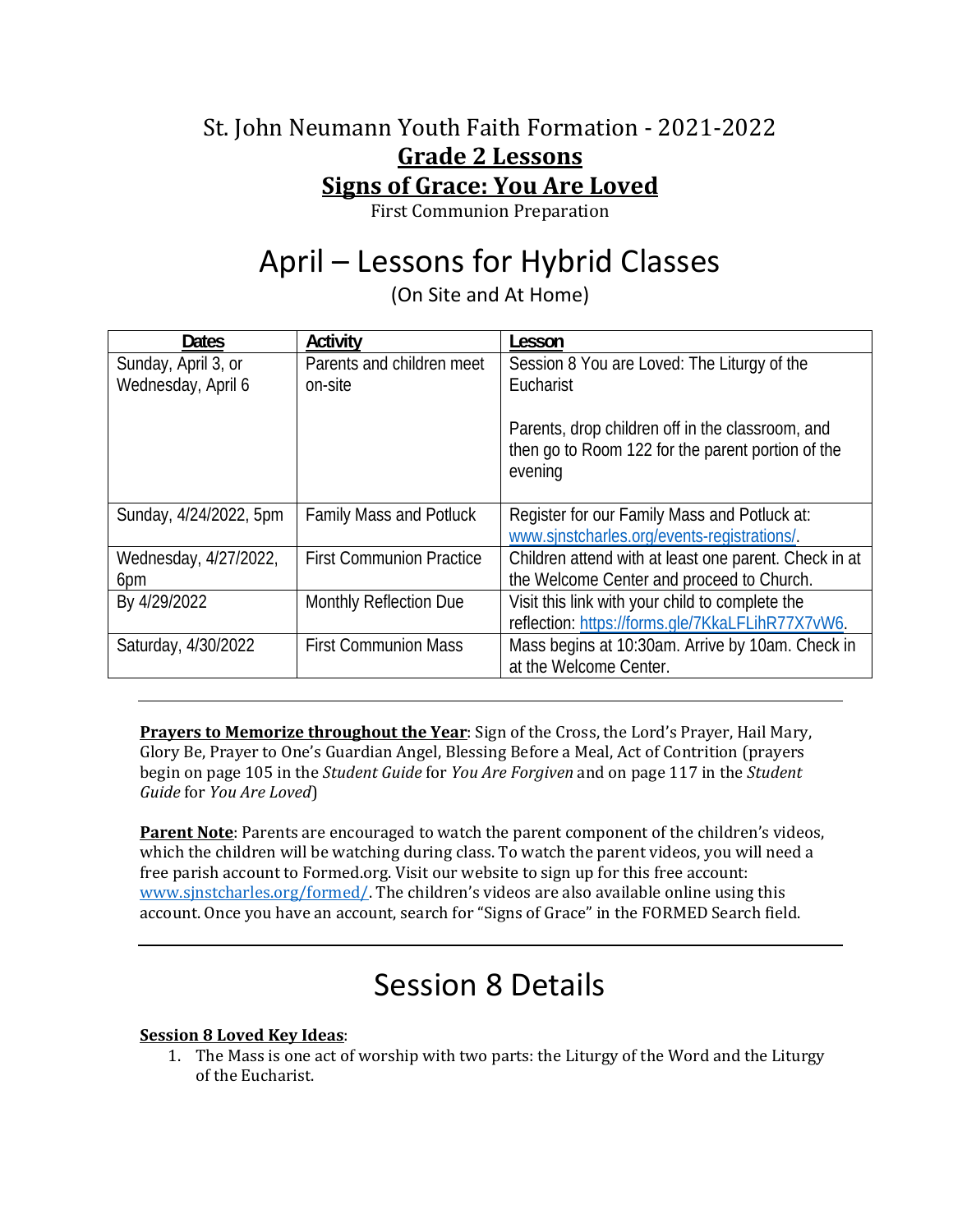# St. John Neumann Youth Faith Formation - 2021-2022

## Grade 2 Lessons

## Signs of Grace: You Are Loved

First Communion Preparation

# April – Lessons for Hybrid Classes

(On Site and At Home)

| Dates | Activity | Lesson |
| --- | --- | --- |
| Sunday, April 3, or Wednesday, April 6 | Parents and children meet on-site | Session 8 You are Loved: The Liturgy of the Eucharist<br><br>Parents, drop children off in the classroom, and then go to Room 122 for the parent portion of the evening |
| Sunday, 4/24/2022, 5pm | Family Mass and Potluck | Register for our Family Mass and Potluck at: www.sjnstcharles.org/events-registrations/. |
| Wednesday, 4/27/2022, 6pm | First Communion Practice | Children attend with at least one parent. Check in at the Welcome Center and proceed to Church. |
| By 4/29/2022 | Monthly Reflection Due | Visit this link with your child to complete the reflection: https://forms.gle/7KkaLFLihR77X7vW6. |
| Saturday, 4/30/2022 | First Communion Mass | Mass begins at 10:30am. Arrive by 10am. Check in at the Welcome Center. |

---

**Prayers to Memorize throughout the Year**: Sign of the Cross, the Lord's Prayer, Hail Mary, Glory Be, Prayer to One's Guardian Angel, Blessing Before a Meal, Act of Contrition (prayers begin on page 105 in the *Student Guide* for *You Are Forgiven* and on page 117 in the *Student Guide* for *You Are Loved*)

**Parent Note**: Parents are encouraged to watch the parent component of the children's videos, which the children will be watching during class. To watch the parent videos, you will need a free parish account to Formed.org. Visit our website to sign up for this free account: www.sjnstcharles.org/formed/. The children's videos are also available online using this account. Once you have an account, search for "Signs of Grace" in the FORMED Search field.

---

# Session 8 Details

**Session 8 Loved Key Ideas**:

1. The Mass is one act of worship with two parts: the Liturgy of the Word and the Liturgy of the Eucharist.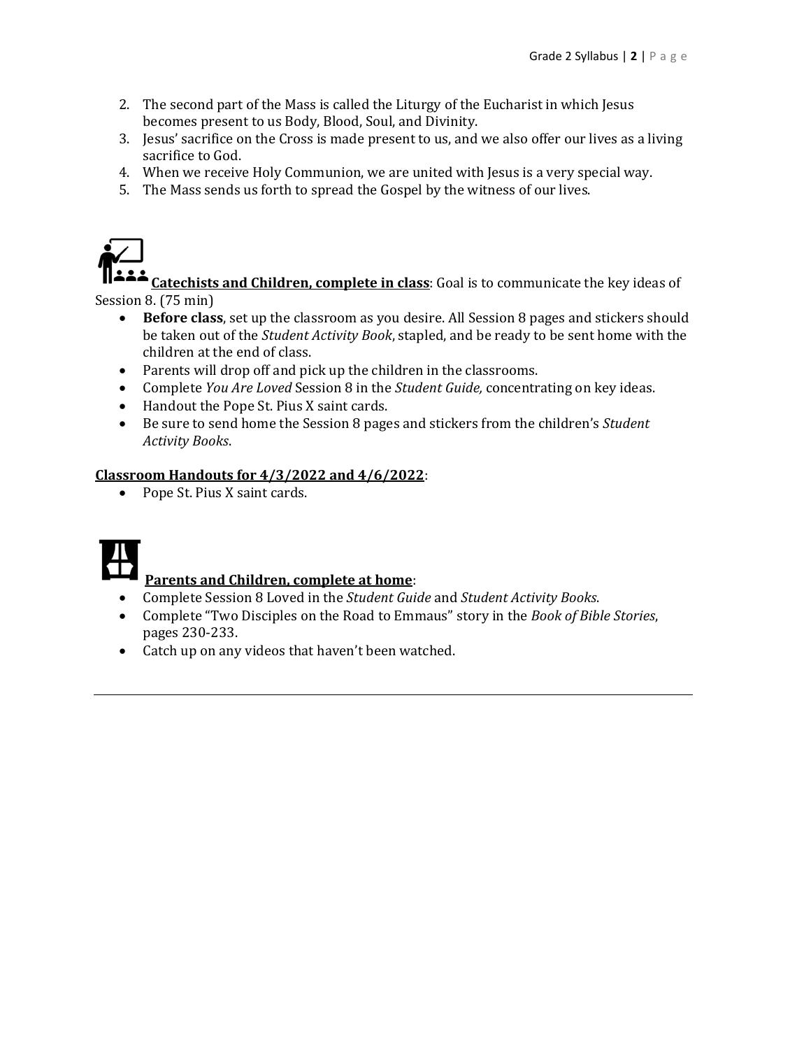2. The second part of the Mass is called the Liturgy of the Eucharist in which Jesus becomes present to us Body, Blood, Soul, and Divinity.
3. Jesus' sacrifice on the Cross is made present to us, and we also offer our lives as a living sacrifice to God.
4. When we receive Holy Communion, we are united with Jesus is a very special way.
5. The Mass sends us forth to spread the Gospel by the witness of our lives.

**Catechists and Children, complete in class**: Goal is to communicate the key ideas of Session 8. (75 min)

- **Before class**, set up the classroom as you desire. All Session 8 pages and stickers should be taken out of the *Student Activity Book*, stapled, and be ready to be sent home with the children at the end of class.
- Parents will drop off and pick up the children in the classrooms.
- Complete *You Are Loved* Session 8 in the *Student Guide,* concentrating on key ideas.
- Handout the Pope St. Pius X saint cards.
- Be sure to send home the Session 8 pages and stickers from the children's *Student Activity Books*.

**Classroom Handouts for 4/3/2022 and 4/6/2022**:

- Pope St. Pius X saint cards.

**Parents and Children, complete at home**:

- Complete Session 8 Loved in the *Student Guide* and *Student Activity Books*.
- Complete "Two Disciples on the Road to Emmaus" story in the *Book of Bible Stories*, pages 230-233.
- Catch up on any videos that haven't been watched.